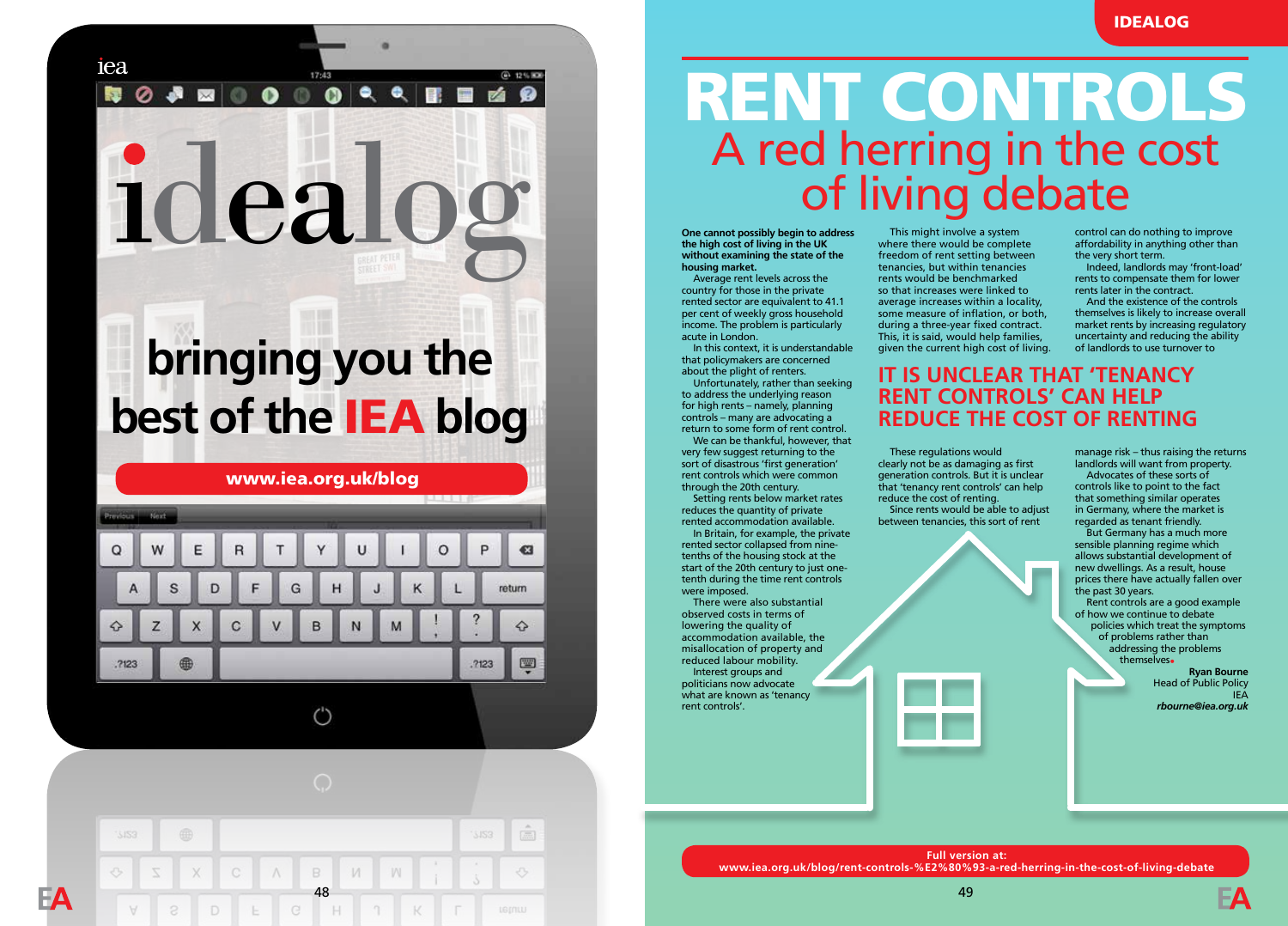idealog

bringing you the best of the IEA blog

www.iea.org.uk/blog

# RENT CONTROLS

## A red herring in the cost of living debate

**One cannot possibly begin to address the high cost of living in the UK without examining the state of the housing market.**

Average rent levels across the country for those in the private rented sector are equivalent to 41.1 per cent of weekly gross household income. The problem is particularly acute in London.

In this context, it is understandable that policymakers are concerned about the plight of renters.

Unfortunately, rather than seeking to address the underlying reason for high rents – namely, planning controls – many are advocating a return to some form of rent control.

We can be thankful, however, that very few suggest returning to the sort of disastrous 'first generation' rent controls which were common through the 20th century.

Setting rents below market rates reduces the quantity of private rented accommodation available.

In Britain, for example, the private rented sector collapsed from nine-tenths of the housing stock at the start of the 20th century to just one-tenth during the time rent controls were imposed.

There were also substantial observed costs in terms of lowering the quality of accommodation available, the misallocation of property and reduced labour mobility.

Interest groups and politicians now advocate what are known as 'tenancy rent controls'.

This might involve a system where there would be complete freedom of rent setting between tenancies, but within tenancies rents would be benchmarked so that increases were linked to average increases within a locality, some measure of inflation, or both, during a three-year fixed contract. This, it is said, would help families, given the current high cost of living.

## IT IS UNCLEAR THAT 'TENANCY RENT CONTROLS' CAN HELP REDUCE THE COST OF RENTING

These regulations would clearly not be as damaging as first generation controls. But it is unclear that 'tenancy rent controls' can help reduce the cost of renting.

Since rents would be able to adjust between tenancies, this sort of rent control can do nothing to improve affordability in anything other than the very short term.

Indeed, landlords may 'front-load' rents to compensate them for lower rents later in the contract.

And the existence of the controls themselves is likely to increase overall market rents by increasing regulatory uncertainty and reducing the ability of landlords to use turnover to manage risk – thus raising the returns landlords will want from property.

Advocates of these sorts of controls like to point to the fact that something similar operates in Germany, where the market is regarded as tenant friendly.

But Germany has a much more sensible planning regime which allows substantial development of new dwellings. As a result, house prices there have actually fallen over the past 30 years.

Rent controls are a good example of how we continue to debate policies which treat the symptoms of problems rather than addressing the problems themselves.

**Ryan Bourne**
Head of Public Policy
IEA
***rbourne@iea.org.uk***

**Full version at:**
**www.iea.org.uk/blog/rent-controls-%E2%80%93-a-red-herring-in-the-cost-of-living-debate**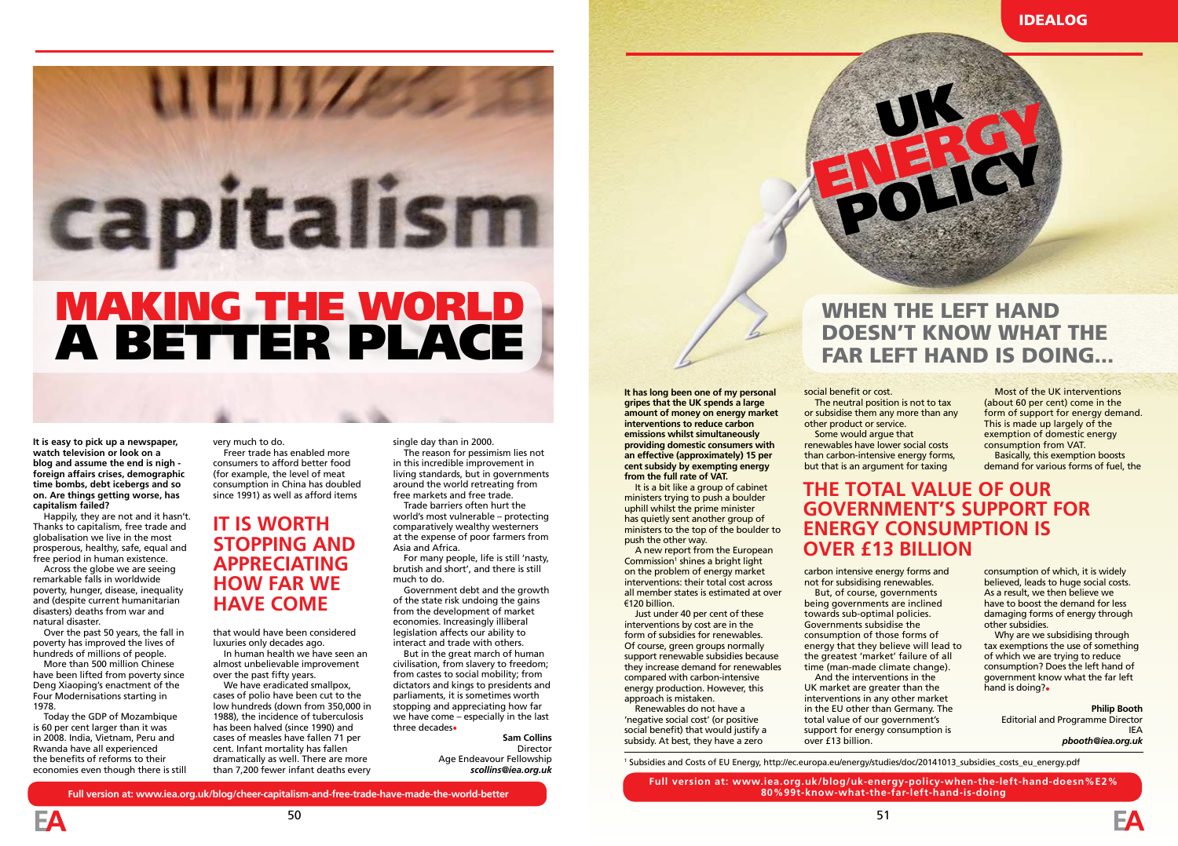# MAKING THE WORLD A BETTER PLACE

**It is easy to pick up a newspaper, watch television or look on a blog and assume the end is nigh - foreign affairs crises, demographic time bombs, debt icebergs and so on. Are things getting worse, has capitalism failed?**

Happily, they are not and it hasn't. Thanks to capitalism, free trade and globalisation we live in the most prosperous, healthy, safe, equal and free period in human existence.

Across the globe we are seeing remarkable falls in worldwide poverty, hunger, disease, inequality and (despite current humanitarian disasters) deaths from war and natural disaster.

Over the past 50 years, the fall in poverty has improved the lives of hundreds of millions of people.

More than 500 million Chinese have been lifted from poverty since Deng Xiaoping's enactment of the Four Modernisations starting in 1978.

Today the GDP of Mozambique is 60 per cent larger than it was in 2008. India, Vietnam, Peru and Rwanda have all experienced the benefits of reforms to their economies even though there is still very much to do.

Freer trade has enabled more consumers to afford better food (for example, the level of meat consumption in China has doubled since 1991) as well as afford items that would have been considered luxuries only decades ago.

## IT IS WORTH STOPPING AND APPRECIATING HOW FAR WE HAVE COME

In human health we have seen an almost unbelievable improvement over the past fifty years.

We have eradicated smallpox, cases of polio have been cut to the low hundreds (down from 350,000 in 1988), the incidence of tuberculosis has been halved (since 1990) and cases of measles have fallen 71 per cent. Infant mortality has fallen dramatically as well. There are more than 7,200 fewer infant deaths every single day than in 2000.

The reason for pessimism lies not in this incredible improvement in living standards, but in governments around the world retreating from free markets and free trade.

Trade barriers often hurt the world's most vulnerable – protecting comparatively wealthy westerners at the expense of poor farmers from Asia and Africa.

For many people, life is still 'nasty, brutish and short', and there is still much to do.

Government debt and the growth of the state risk undoing the gains from the development of market economies. Increasingly illiberal legislation affects our ability to interact and trade with others.

But in the great march of human civilisation, from slavery to freedom; from castes to social mobility; from dictators and kings to presidents and parliaments, it is sometimes worth stopping and appreciating how far we have come – especially in the last three decades.

**Sam Collins**
Director
Age Endeavour Fellowship
***scollins@iea.org.uk***

**Full version at: www.iea.org.uk/blog/cheer-capitalism-and-free-trade-have-made-the-world-better**

# WHEN THE LEFT HAND DOESN'T KNOW WHAT THE FAR LEFT HAND IS DOING...

**It has long been one of my personal gripes that the UK spends a large amount of money on energy market interventions to reduce carbon emissions whilst simultaneously providing domestic consumers with an effective (approximately) 15 per cent subsidy by exempting energy from the full rate of VAT.**

It is a bit like a group of cabinet ministers trying to push a boulder uphill whilst the prime minister has quietly sent another group of ministers to the top of the boulder to push the other way.

A new report from the European Commission[1] shines a bright light on the problem of energy market interventions: their total cost across all member states is estimated at over €120 billion.

Just under 40 per cent of these interventions by cost are in the form of subsidies for renewables. Of course, green groups normally support renewable subsidies because they increase demand for renewables compared with carbon-intensive energy production. However, this approach is mistaken.

Renewables do not have a 'negative social cost' (or positive social benefit) that would justify a subsidy. At best, they have a zero social benefit or cost.

The neutral position is not to tax or subsidise them any more than any other product or service.

Some would argue that renewables have lower social costs than carbon-intensive energy forms, but that is an argument for taxing carbon intensive energy forms and not for subsidising renewables.

## THE TOTAL VALUE OF OUR GOVERNMENT'S SUPPORT FOR ENERGY CONSUMPTION IS OVER £13 BILLION

But, of course, governments being governments are inclined towards sub-optimal policies. Governments subsidise the consumption of those forms of energy that they believe will lead to the greatest 'market' failure of all time (man-made climate change).

And the interventions in the UK market are greater than the interventions in any other market in the EU other than Germany. The total value of our government's support for energy consumption is over £13 billion.

Most of the UK interventions (about 60 per cent) come in the form of support for energy demand. This is made up largely of the exemption of domestic energy consumption from VAT.

Basically, this exemption boosts demand for various forms of fuel, the consumption of which, it is widely believed, leads to huge social costs. As a result, we then believe we have to boost the demand for less damaging forms of energy through other subsidies.

Why are we subsidising through tax exemptions the use of something of which we are trying to reduce consumption? Does the left hand of government know what the far left hand is doing?

**Philip Booth**
Editorial and Programme Director
IEA
***pbooth@iea.org.uk***

[1] Subsidies and Costs of EU Energy, http://ec.europa.eu/energy/studies/doc/20141013_subsidies_costs_eu_energy.pdf

**Full version at: www.iea.org.uk/blog/uk-energy-policy-when-the-left-hand-doesn%E2%80%99t-know-what-the-far-left-hand-is-doing**